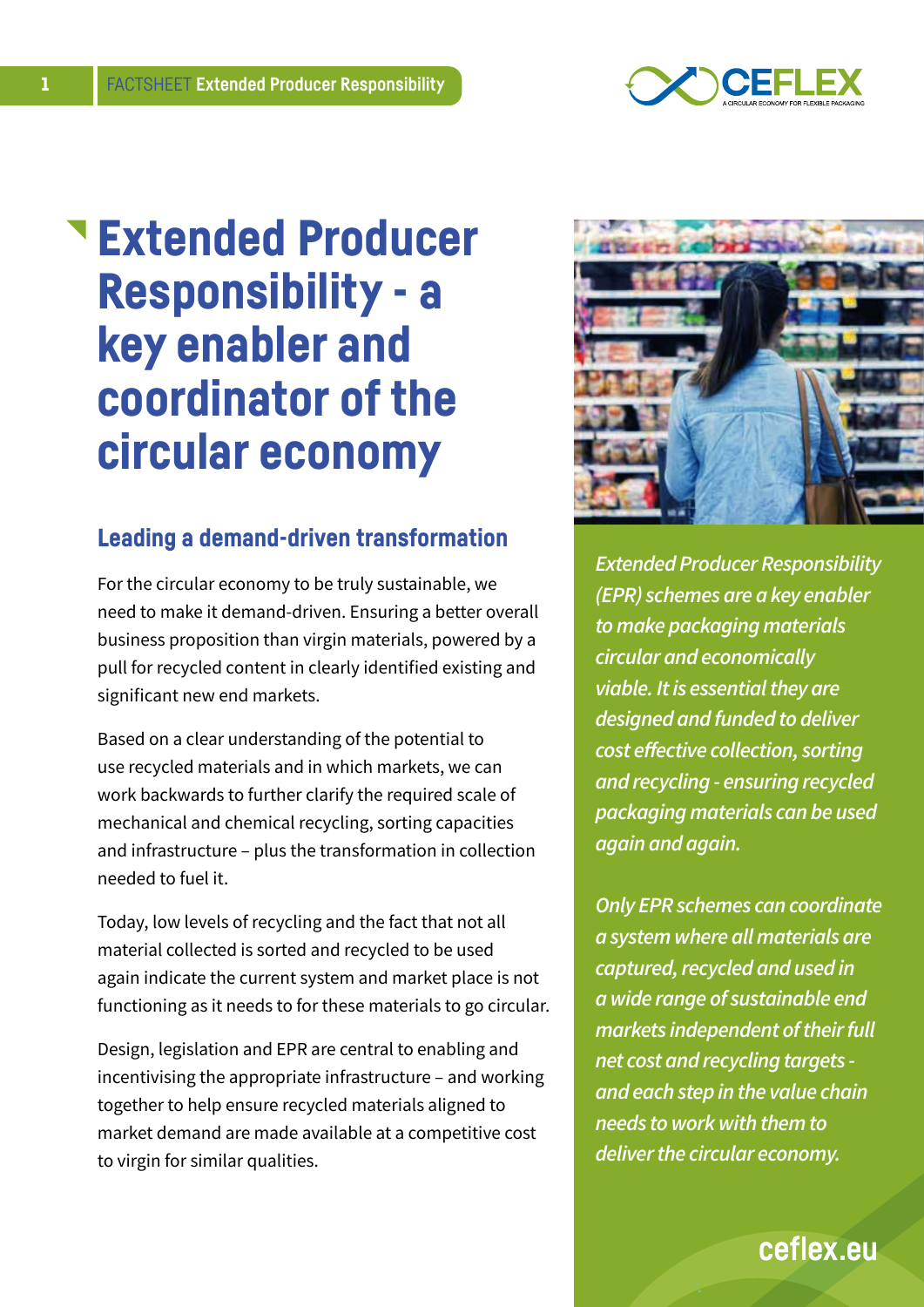# Extended Producer Responsibility - a key enabler and coordinator of the circular economy

## Leading a demand-driven transformation

For the circular economy to be truly sustainable, we need to make it demand-driven. Ensuring a better overall business proposition than virgin materials, powered by a pull for recycled content in clearly identified existing and significant new end markets.

Based on a clear understanding of the potential to use recycled materials and in which markets, we can work backwards to further clarify the required scale of mechanical and chemical recycling, sorting capacities and infrastructure – plus the transformation in collection needed to fuel it.

Today, low levels of recycling and the fact that not all material collected is sorted and recycled to be used again indicate the current system and market place is not functioning as it needs to for these materials to go circular.

Design, legislation and EPR are central to enabling and incentivising the appropriate infrastructure – and working together to help ensure recycled materials aligned to market demand are made available at a competitive cost to virgin for similar qualities.

*Extended Producer Responsibility (EPR) schemes are a key enabler to make packaging materials circular and economically viable. It is essential they are designed and funded to deliver cost effective collection, sorting and recycling - ensuring recycled packaging materials can be used again and again.*

*Only EPR schemes can coordinate a system where all materials are captured, recycled and used in a wide range of sustainable end markets independent of their full net cost and recycling targets - and each step in the value chain needs to work with them to deliver the circular economy.*

ceflex.eu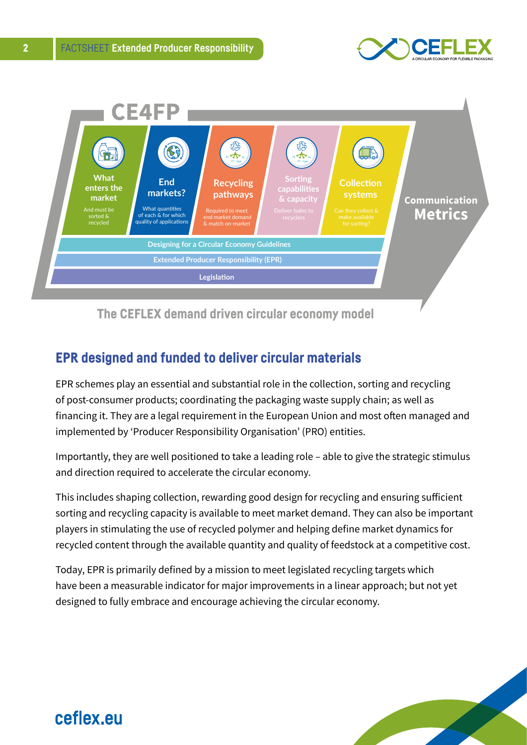**CE4FP**

**What enters the market**
And must be sorted & recycled

**End markets?**
What quantities of each & for which quality of applications

**Recycling pathways**
Required to meet end market demand & match on-market

**Sorting capabilities & capacity**
Deliver bales to recyclers

**Collection systems**
Can they collect & make available for sorting?

**Communication Metrics**

Designing for a Circular Economy Guidelines

Extended Producer Responsibility (EPR)

Legislation

**The CEFLEX demand driven circular economy model**

## EPR designed and funded to deliver circular materials

EPR schemes play an essential and substantial role in the collection, sorting and recycling of post-consumer products; coordinating the packaging waste supply chain; as well as financing it. They are a legal requirement in the European Union and most often managed and implemented by 'Producer Responsibility Organisation' (PRO) entities.

Importantly, they are well positioned to take a leading role – able to give the strategic stimulus and direction required to accelerate the circular economy.

This includes shaping collection, rewarding good design for recycling and ensuring sufficient sorting and recycling capacity is available to meet market demand. They can also be important players in stimulating the use of recycled polymer and helping define market dynamics for recycled content through the available quantity and quality of feedstock at a competitive cost.

Today, EPR is primarily defined by a mission to meet legislated recycling targets which have been a measurable indicator for major improvements in a linear approach; but not yet designed to fully embrace and encourage achieving the circular economy.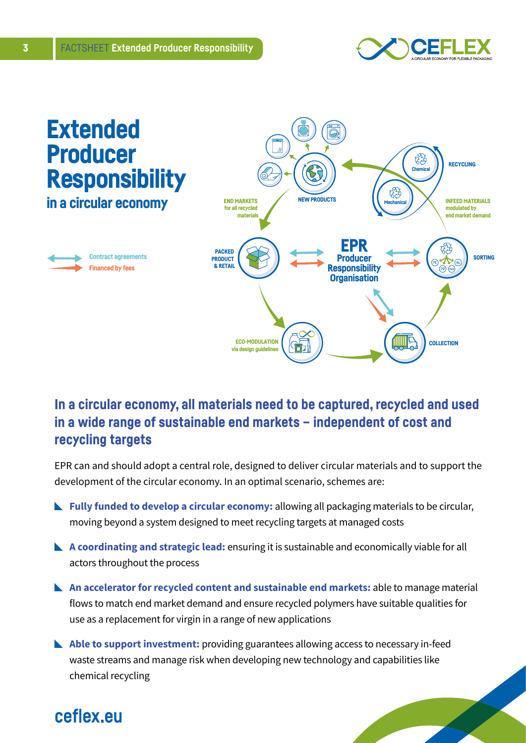# Extended Producer Responsibility

## in a circular economy

Contract agreements
Financed by fees

END MARKETS for all recycled materials

NEW PRODUCTS

RECYCLING

Chemical

Mechanical

INFEED MATERIALS modulated by end market demand

PACKED PRODUCT & RETAIL

EPR Producer Responsibility Organisation

SORTING

ECO-MODULATION via design guidelines

COLLECTION

## In a circular economy, all materials need to be captured, recycled and used in a wide range of sustainable end markets – independent of cost and recycling targets

EPR can and should adopt a central role, designed to deliver circular materials and to support the development of the circular economy. In an optimal scenario, schemes are:

- **Fully funded to develop a circular economy:** allowing all packaging materials to be circular, moving beyond a system designed to meet recycling targets at managed costs
- **A coordinating and strategic lead:** ensuring it is sustainable and economically viable for all actors throughout the process
- **An accelerator for recycled content and sustainable end markets:** able to manage material flows to match end market demand and ensure recycled polymers have suitable qualities for use as a replacement for virgin in a range of new applications
- **Able to support investment:** providing guarantees allowing access to necessary in-feed waste streams and manage risk when developing new technology and capabilities like chemical recycling

ceflex.eu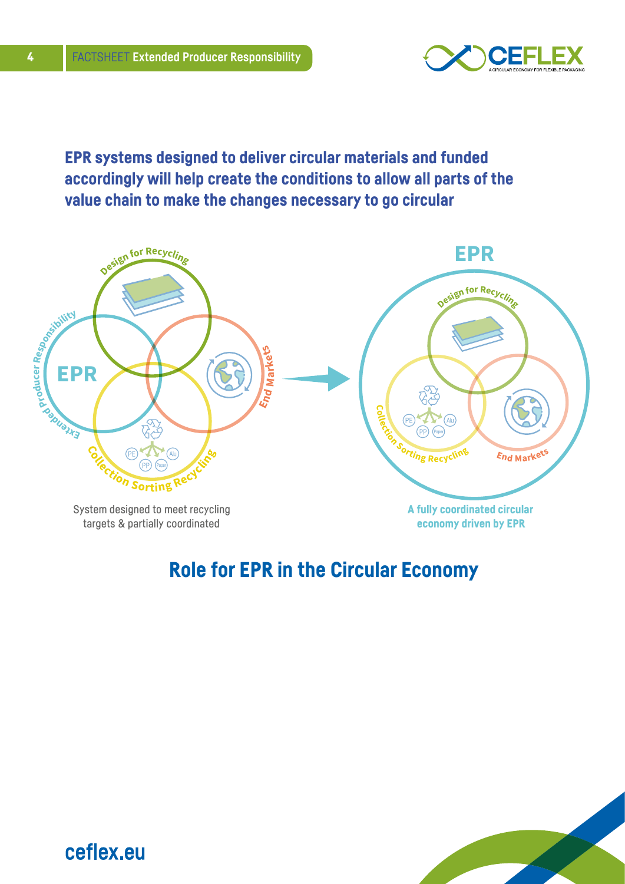**EPR systems designed to deliver circular materials and funded accordingly will help create the conditions to allow all parts of the value chain to make the changes necessary to go circular**

Design for Recycling

Extended Producer Responsibility

EPR

End Markets

Collection Sorting Recycling

PE PP Paper Alu

System designed to meet recycling targets & partially coordinated

EPR

Design for Recycling

Collection Sorting Recycling

PE PP Paper Alu

End Markets

A fully coordinated circular economy driven by EPR

## Role for EPR in the Circular Economy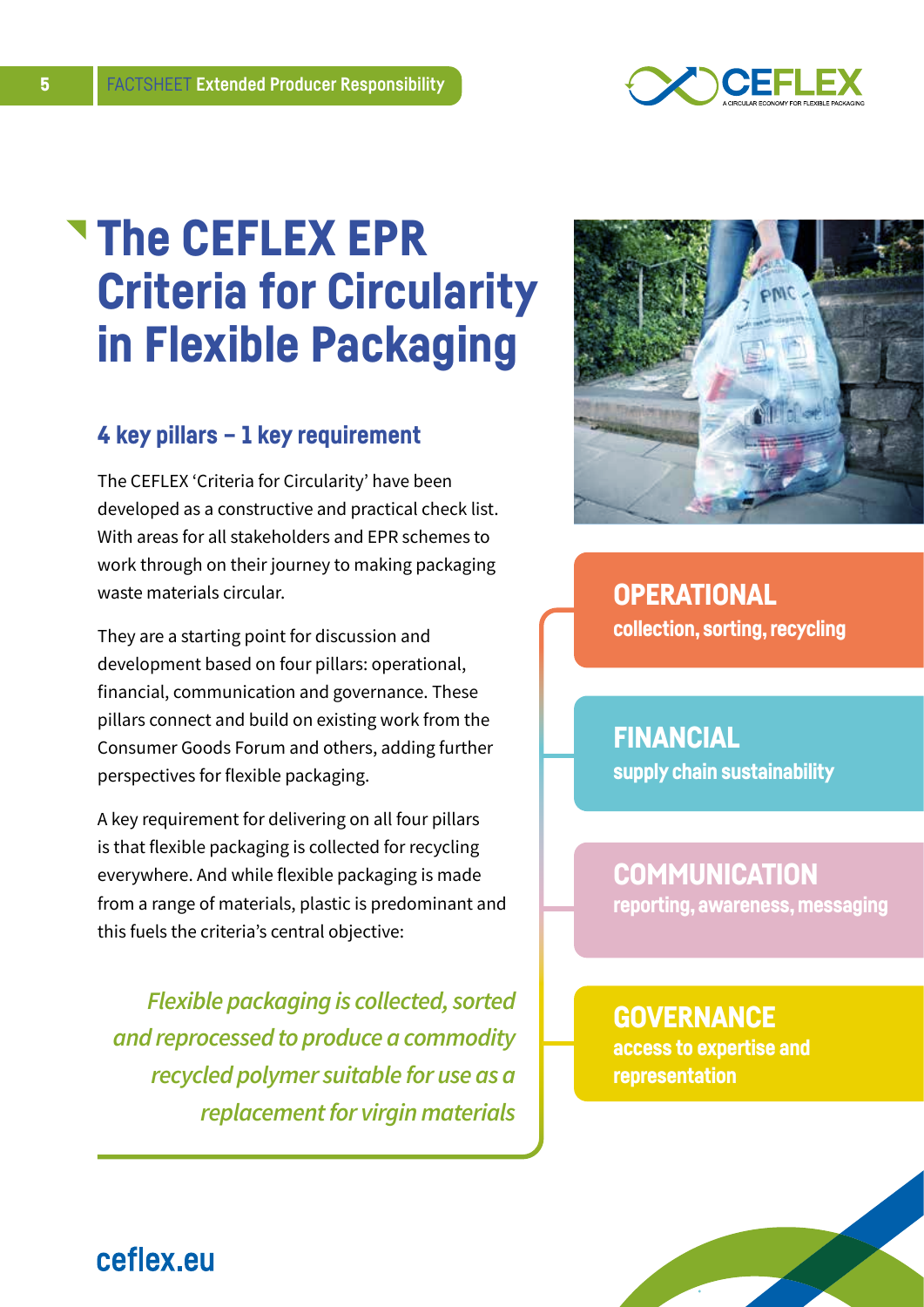# The CEFLEX EPR Criteria for Circularity in Flexible Packaging

## 4 key pillars – 1 key requirement

The CEFLEX 'Criteria for Circularity' have been developed as a constructive and practical check list. With areas for all stakeholders and EPR schemes to work through on their journey to making packaging waste materials circular.

They are a starting point for discussion and development based on four pillars: operational, financial, communication and governance. These pillars connect and build on existing work from the Consumer Goods Forum and others, adding further perspectives for flexible packaging.

A key requirement for delivering on all four pillars is that flexible packaging is collected for recycling everywhere. And while flexible packaging is made from a range of materials, plastic is predominant and this fuels the criteria's central objective:

*Flexible packaging is collected, sorted and reprocessed to produce a commodity recycled polymer suitable for use as a replacement for virgin materials*

**OPERATIONAL**
collection, sorting, recycling

**FINANCIAL**
supply chain sustainability

**COMMUNICATION**
reporting, awareness, messaging

**GOVERNANCE**
access to expertise and representation

ceflex.eu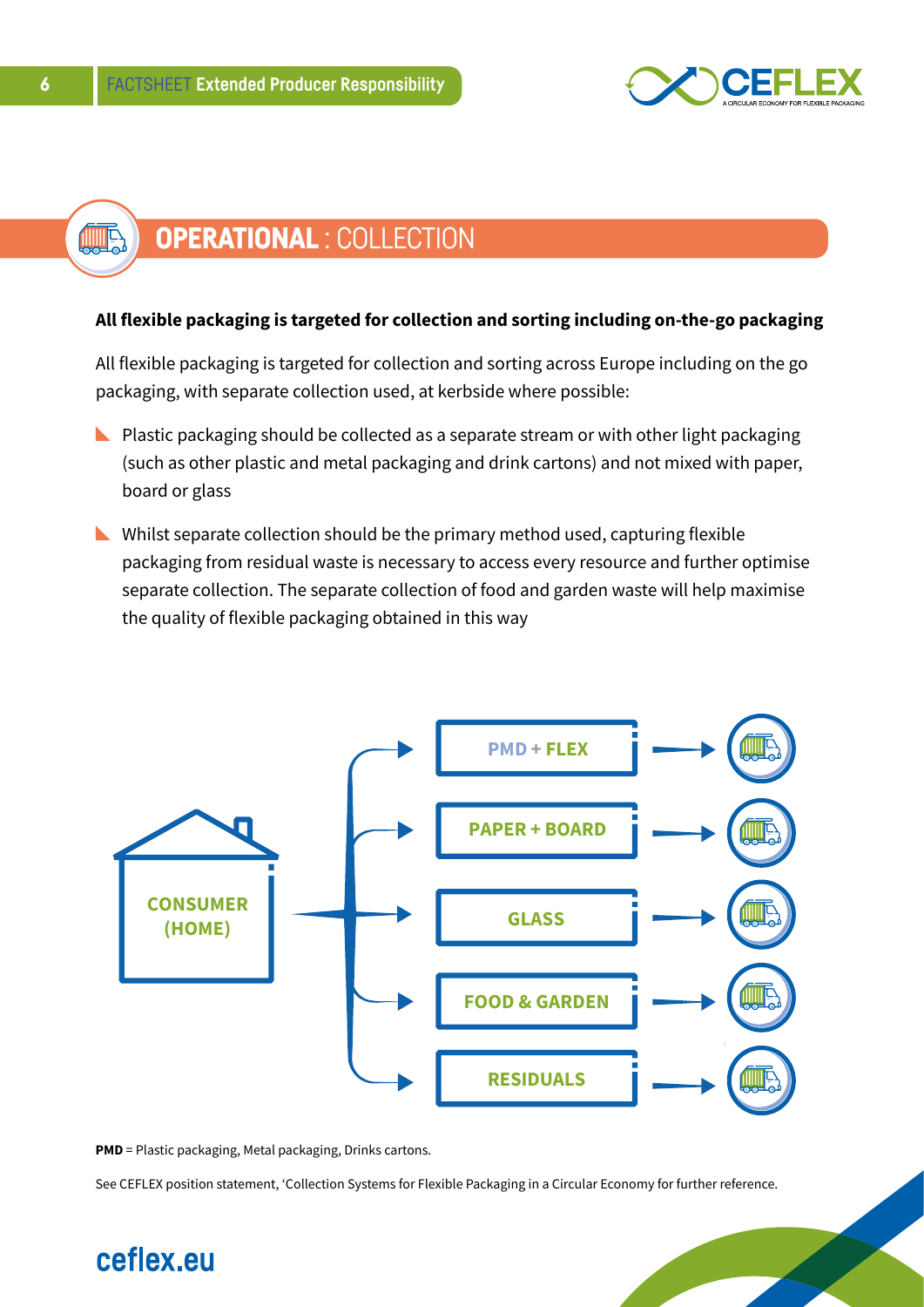# OPERATIONAL : COLLECTION

**All flexible packaging is targeted for collection and sorting including on-the-go packaging**

All flexible packaging is targeted for collection and sorting across Europe including on the go packaging, with separate collection used, at kerbside where possible:

- Plastic packaging should be collected as a separate stream or with other light packaging (such as other plastic and metal packaging and drink cartons) and not mixed with paper, board or glass
- Whilst separate collection should be the primary method used, capturing flexible packaging from residual waste is necessary to access every resource and further optimise separate collection. The separate collection of food and garden waste will help maximise the quality of flexible packaging obtained in this way

CONSUMER (HOME) → PMD + FLEX; PAPER + BOARD; GLASS; FOOD & GARDEN; RESIDUALS

**PMD** = Plastic packaging, Metal packaging, Drinks cartons.

See CEFLEX position statement, 'Collection Systems for Flexible Packaging in a Circular Economy for further reference.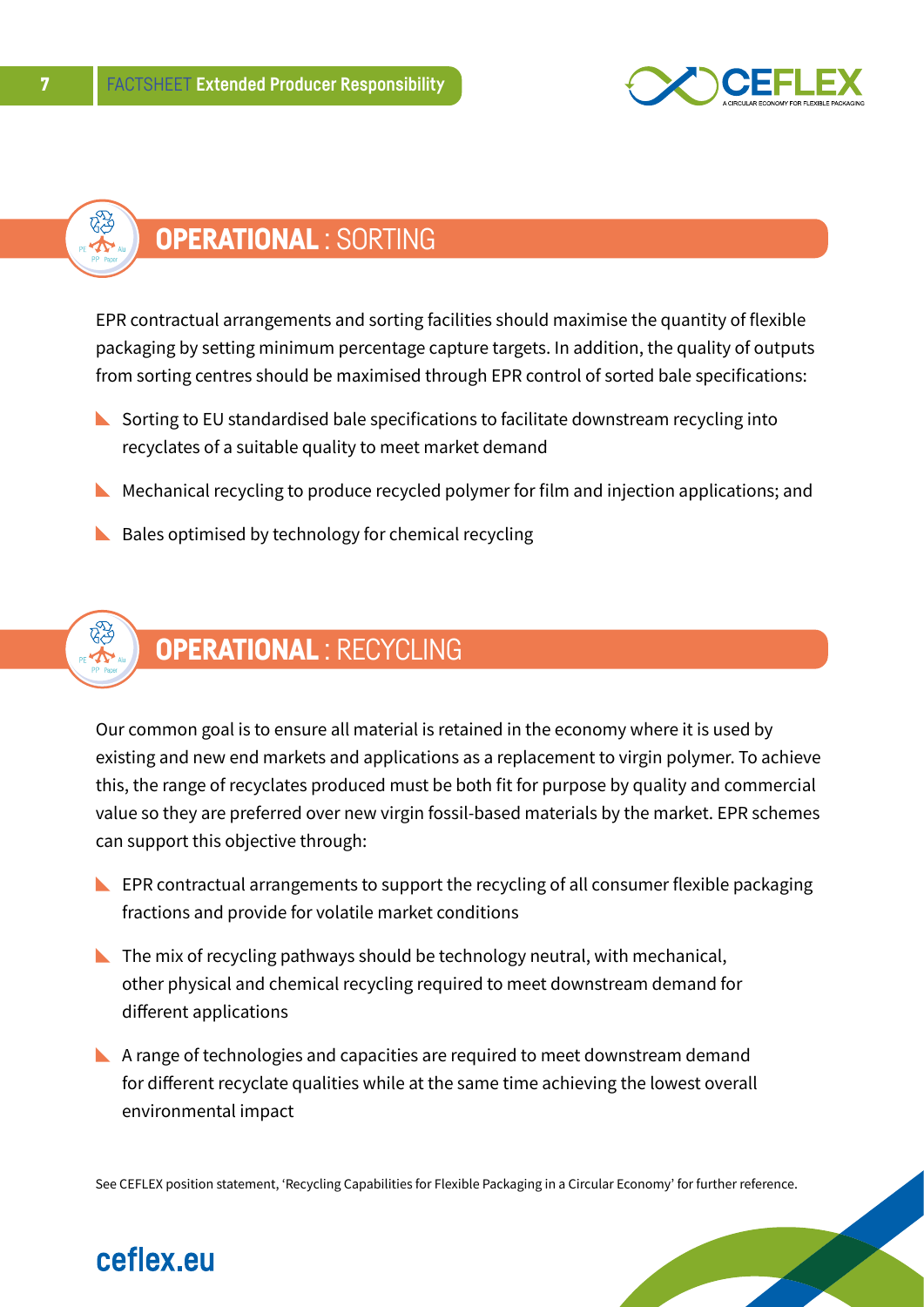## **OPERATIONAL** : SORTING

EPR contractual arrangements and sorting facilities should maximise the quantity of flexible packaging by setting minimum percentage capture targets. In addition, the quality of outputs from sorting centres should be maximised through EPR control of sorted bale specifications:

- Sorting to EU standardised bale specifications to facilitate downstream recycling into recyclates of a suitable quality to meet market demand
- Mechanical recycling to produce recycled polymer for film and injection applications; and
- Bales optimised by technology for chemical recycling

## **OPERATIONAL** : RECYCLING

Our common goal is to ensure all material is retained in the economy where it is used by existing and new end markets and applications as a replacement to virgin polymer. To achieve this, the range of recyclates produced must be both fit for purpose by quality and commercial value so they are preferred over new virgin fossil-based materials by the market. EPR schemes can support this objective through:

- EPR contractual arrangements to support the recycling of all consumer flexible packaging fractions and provide for volatile market conditions
- The mix of recycling pathways should be technology neutral, with mechanical, other physical and chemical recycling required to meet downstream demand for different applications
- A range of technologies and capacities are required to meet downstream demand for different recyclate qualities while at the same time achieving the lowest overall environmental impact

See CEFLEX position statement, 'Recycling Capabilities for Flexible Packaging in a Circular Economy' for further reference.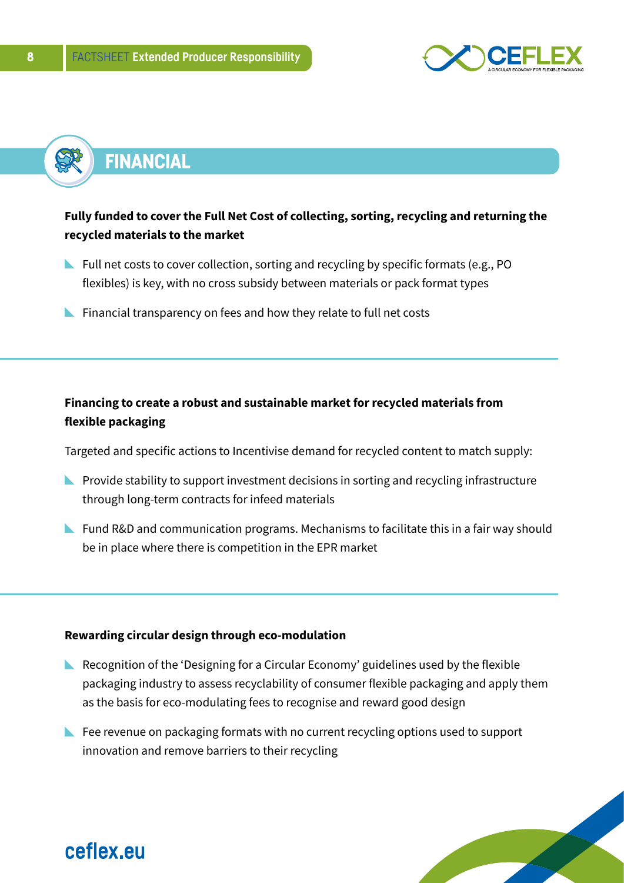# FINANCIAL

**Fully funded to cover the Full Net Cost of collecting, sorting, recycling and returning the recycled materials to the market**

- Full net costs to cover collection, sorting and recycling by specific formats (e.g., PO flexibles) is key, with no cross subsidy between materials or pack format types
- Financial transparency on fees and how they relate to full net costs

**Financing to create a robust and sustainable market for recycled materials from flexible packaging**

Targeted and specific actions to Incentivise demand for recycled content to match supply:

- Provide stability to support investment decisions in sorting and recycling infrastructure through long-term contracts for infeed materials
- Fund R&D and communication programs. Mechanisms to facilitate this in a fair way should be in place where there is competition in the EPR market

**Rewarding circular design through eco-modulation**

- Recognition of the 'Designing for a Circular Economy' guidelines used by the flexible packaging industry to assess recyclability of consumer flexible packaging and apply them as the basis for eco-modulating fees to recognise and reward good design
- Fee revenue on packaging formats with no current recycling options used to support innovation and remove barriers to their recycling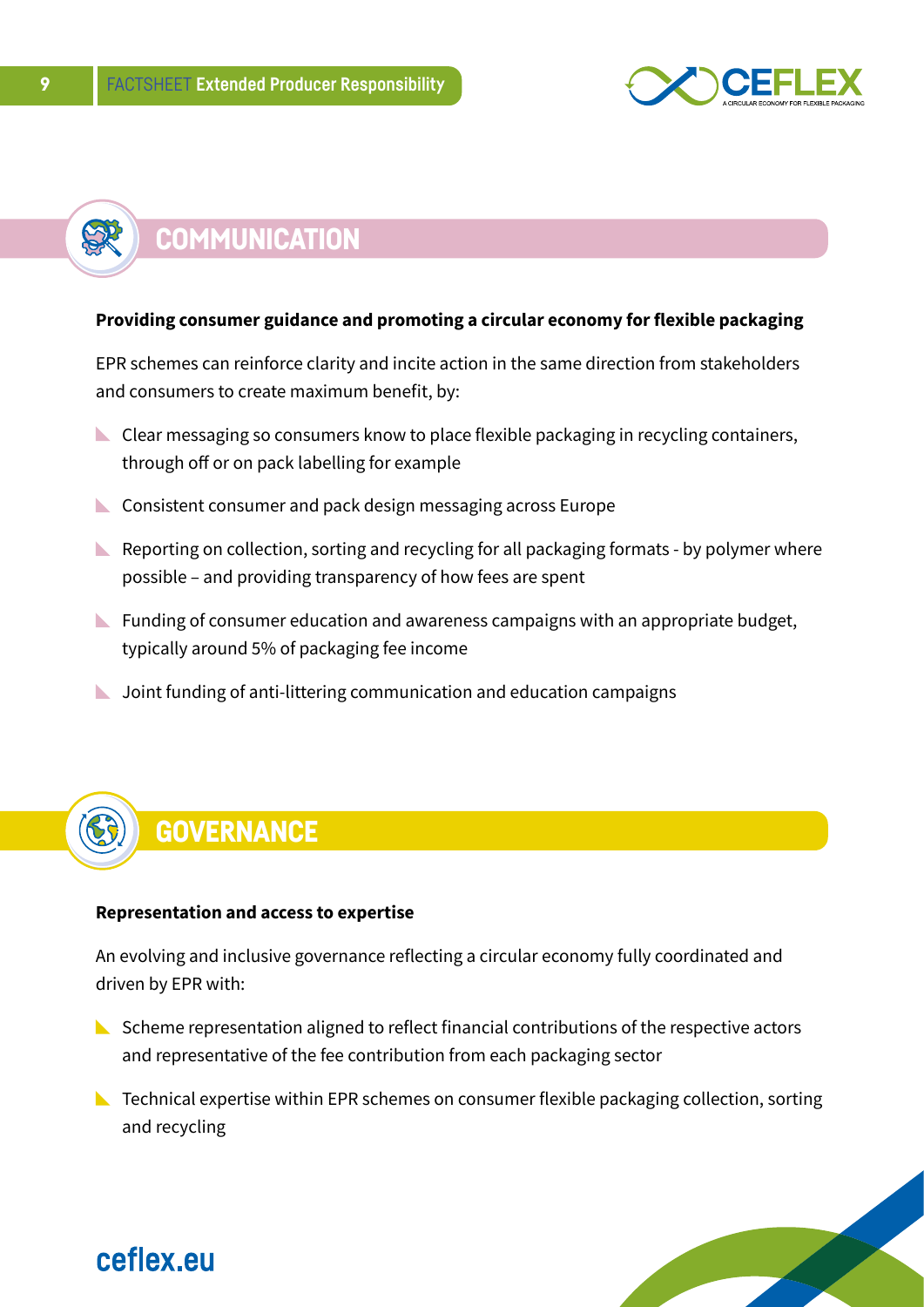## COMMUNICATION

**Providing consumer guidance and promoting a circular economy for flexible packaging**

EPR schemes can reinforce clarity and incite action in the same direction from stakeholders and consumers to create maximum benefit, by:

- Clear messaging so consumers know to place flexible packaging in recycling containers, through off or on pack labelling for example
- Consistent consumer and pack design messaging across Europe
- Reporting on collection, sorting and recycling for all packaging formats - by polymer where possible – and providing transparency of how fees are spent
- Funding of consumer education and awareness campaigns with an appropriate budget, typically around 5% of packaging fee income
- Joint funding of anti-littering communication and education campaigns

## GOVERNANCE

**Representation and access to expertise**

An evolving and inclusive governance reflecting a circular economy fully coordinated and driven by EPR with:

- Scheme representation aligned to reflect financial contributions of the respective actors and representative of the fee contribution from each packaging sector
- Technical expertise within EPR schemes on consumer flexible packaging collection, sorting and recycling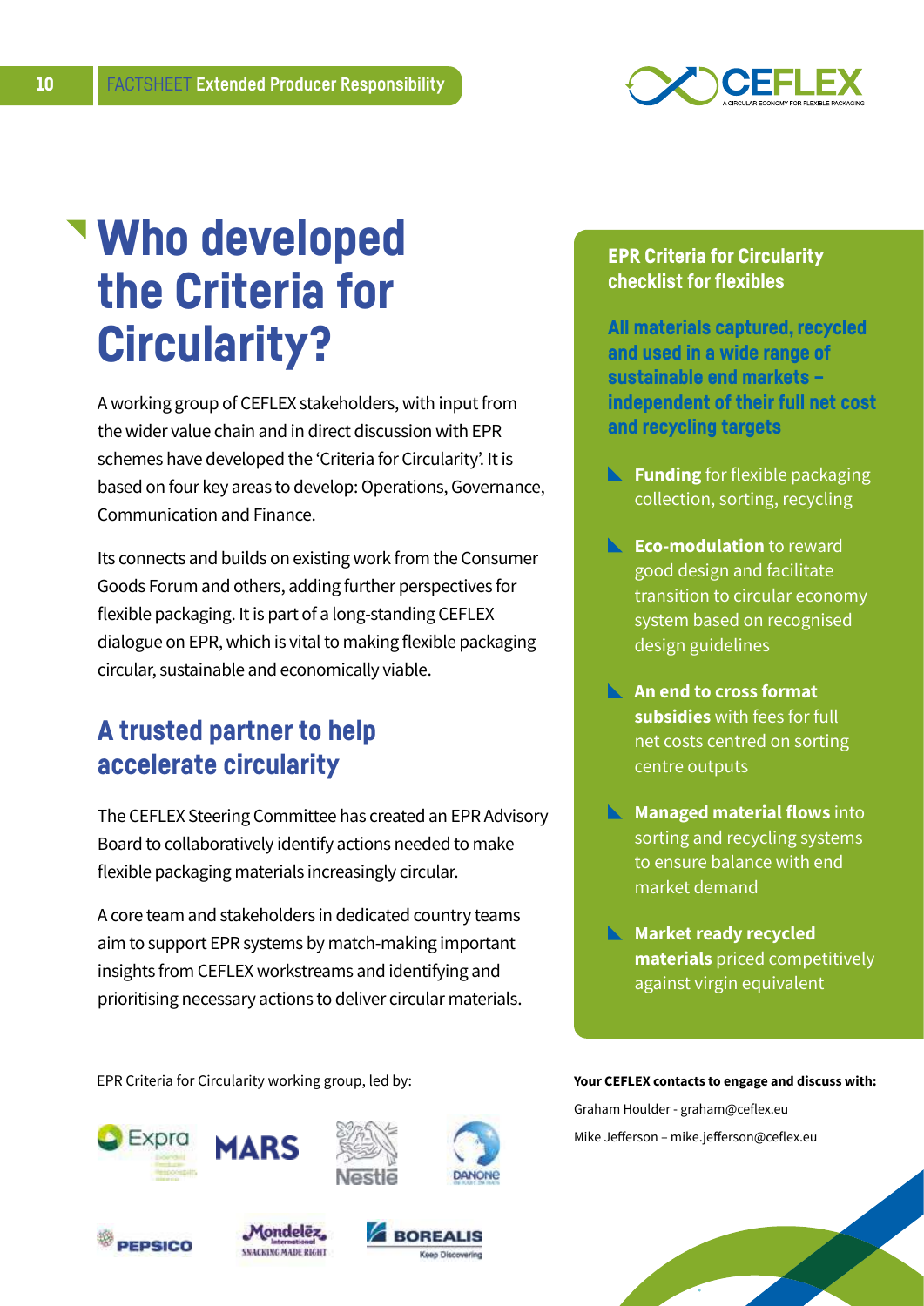# Who developed the Criteria for Circularity?

A working group of CEFLEX stakeholders, with input from the wider value chain and in direct discussion with EPR schemes have developed the 'Criteria for Circularity'. It is based on four key areas to develop: Operations, Governance, Communication and Finance.

Its connects and builds on existing work from the Consumer Goods Forum and others, adding further perspectives for flexible packaging. It is part of a long-standing CEFLEX dialogue on EPR, which is vital to making flexible packaging circular, sustainable and economically viable.

## A trusted partner to help accelerate circularity

The CEFLEX Steering Committee has created an EPR Advisory Board to collaboratively identify actions needed to make flexible packaging materials increasingly circular.

A core team and stakeholders in dedicated country teams aim to support EPR systems by match-making important insights from CEFLEX workstreams and identifying and prioritising necessary actions to deliver circular materials.

EPR Criteria for Circularity working group, led by:

Expra, MARS, Nestlé, DANONE, PEPSICO, Mondelēz International, BOREALIS

### EPR Criteria for Circularity checklist for flexibles

**All materials captured, recycled and used in a wide range of sustainable end markets – independent of their full net cost and recycling targets**

- **Funding** for flexible packaging collection, sorting, recycling
- **Eco-modulation** to reward good design and facilitate transition to circular economy system based on recognised design guidelines
- **An end to cross format subsidies** with fees for full net costs centred on sorting centre outputs
- **Managed material flows** into sorting and recycling systems to ensure balance with end market demand
- **Market ready recycled materials** priced competitively against virgin equivalent

**Your CEFLEX contacts to engage and discuss with:**

Graham Houlder - graham@ceflex.eu

Mike Jefferson – mike.jefferson@ceflex.eu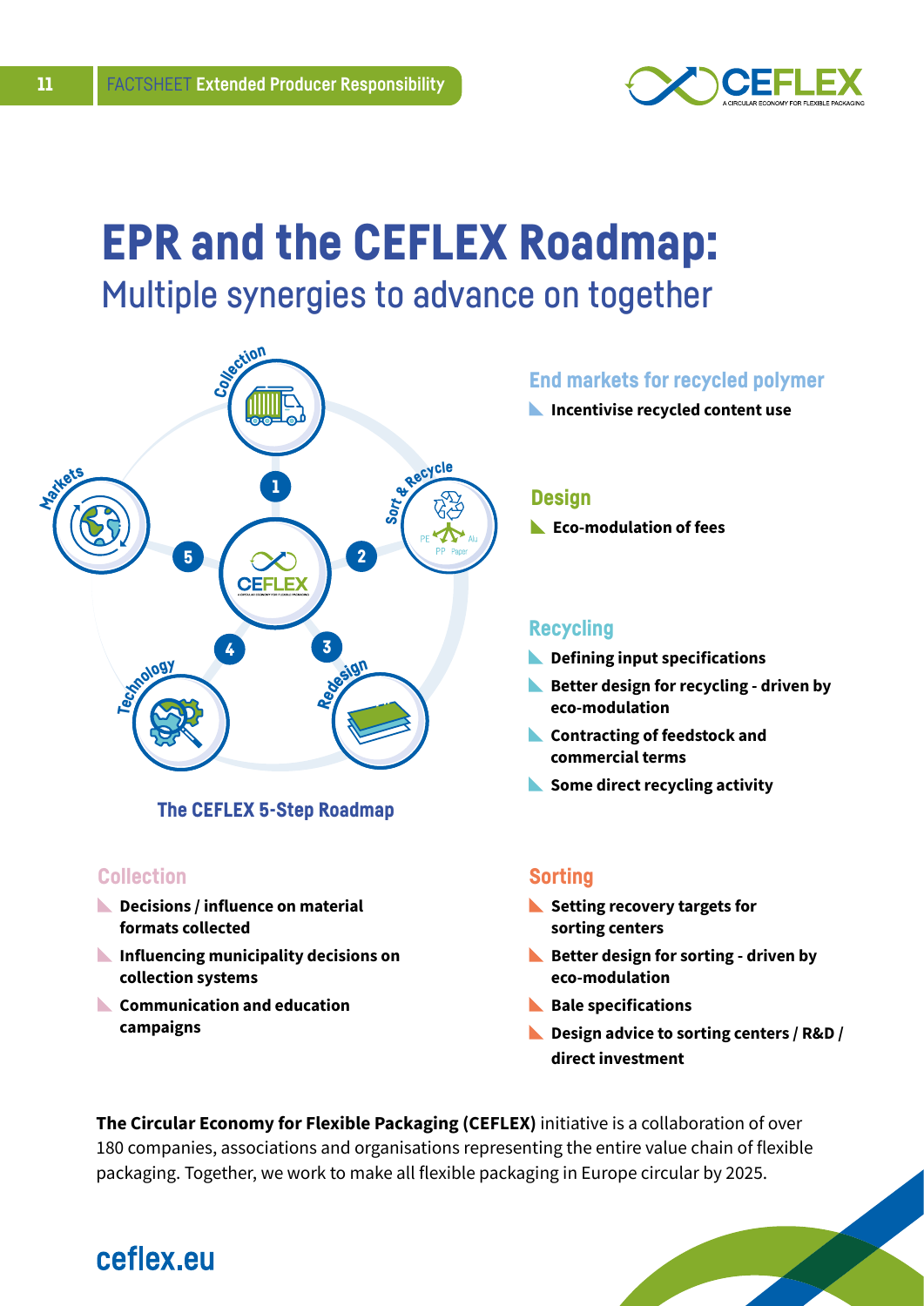# EPR and the CEFLEX Roadmap:
## Multiple synergies to advance on together

1 Collection
2 Sort & Recycle
3 Redesign
4 Technology
5 Markets

CEFLEX
PE PP Alu Paper

**The CEFLEX 5-Step Roadmap**

### End markets for recycled polymer

- **Incentivise recycled content use**

### Design

- **Eco-modulation of fees**

### Recycling

- **Defining input specifications**
- **Better design for recycling - driven by eco-modulation**
- **Contracting of feedstock and commercial terms**
- **Some direct recycling activity**

### Collection

- **Decisions / influence on material formats collected**
- **Influencing municipality decisions on collection systems**
- **Communication and education campaigns**

### Sorting

- **Setting recovery targets for sorting centers**
- **Better design for sorting - driven by eco-modulation**
- **Bale specifications**
- **Design advice to sorting centers / R&D / direct investment**

**The Circular Economy for Flexible Packaging (CEFLEX)** initiative is a collaboration of over 180 companies, associations and organisations representing the entire value chain of flexible packaging. Together, we work to make all flexible packaging in Europe circular by 2025.

**ceflex.eu**